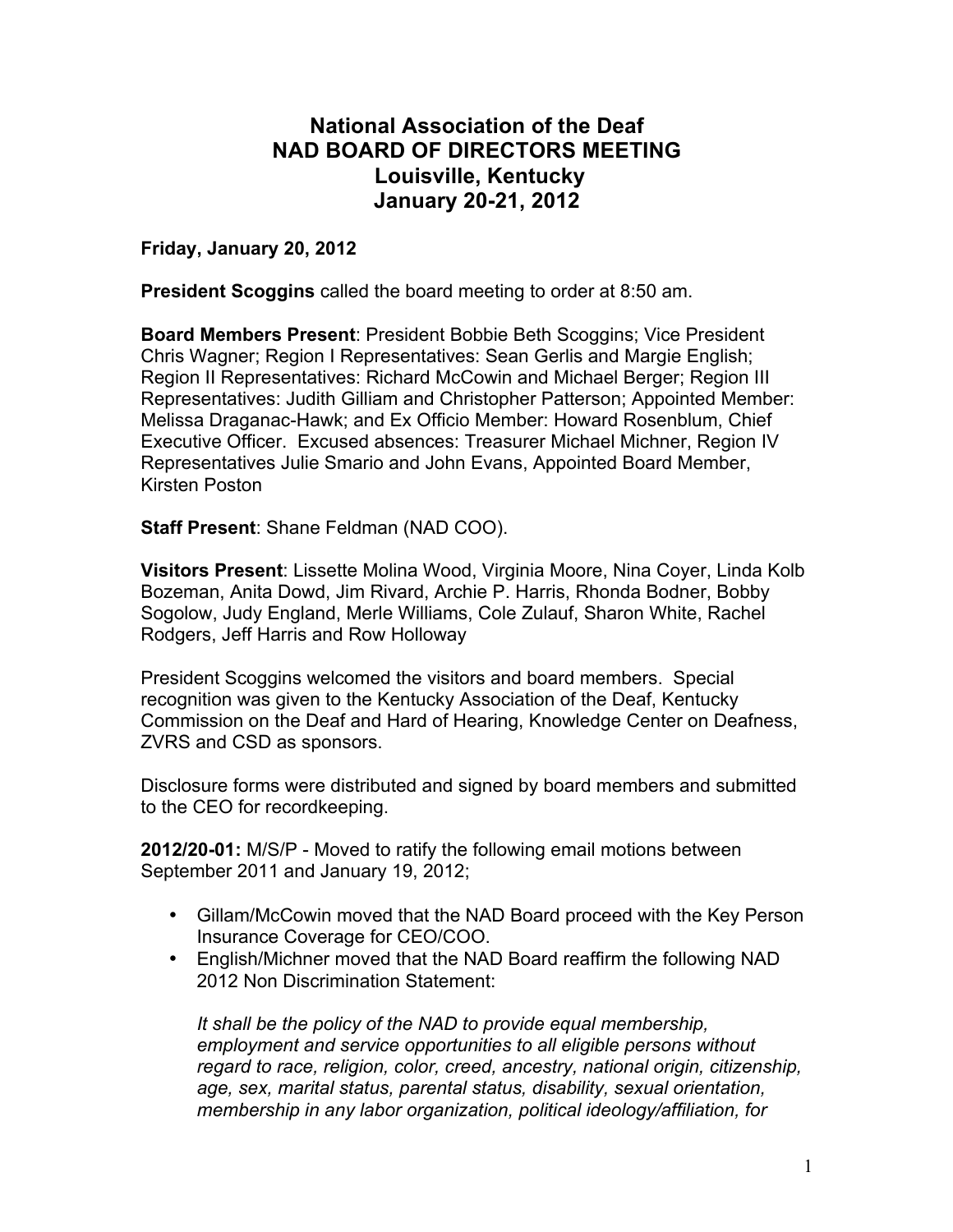# National Association of the Deaf
# NAD BOARD OF DIRECTORS MEETING
# Louisville, Kentucky
# January 20-21, 2012

**Friday, January 20, 2012**

**President Scoggins** called the board meeting to order at 8:50 am.

**Board Members Present**: President Bobbie Beth Scoggins; Vice President Chris Wagner; Region I Representatives: Sean Gerlis and Margie English; Region II Representatives: Richard McCowin and Michael Berger; Region III Representatives: Judith Gilliam and Christopher Patterson; Appointed Member: Melissa Draganac-Hawk; and Ex Officio Member: Howard Rosenblum, Chief Executive Officer. Excused absences: Treasurer Michael Michner, Region IV Representatives Julie Smario and John Evans, Appointed Board Member, Kirsten Poston

**Staff Present**: Shane Feldman (NAD COO).

**Visitors Present**: Lissette Molina Wood, Virginia Moore, Nina Coyer, Linda Kolb Bozeman, Anita Dowd, Jim Rivard, Archie P. Harris, Rhonda Bodner, Bobby Sogolow, Judy England, Merle Williams, Cole Zulauf, Sharon White, Rachel Rodgers, Jeff Harris and Row Holloway

President Scoggins welcomed the visitors and board members. Special recognition was given to the Kentucky Association of the Deaf, Kentucky Commission on the Deaf and Hard of Hearing, Knowledge Center on Deafness, ZVRS and CSD as sponsors.

Disclosure forms were distributed and signed by board members and submitted to the CEO for recordkeeping.

**2012/20-01:** M/S/P - Moved to ratify the following email motions between September 2011 and January 19, 2012;

- Gillam/McCowin moved that the NAD Board proceed with the Key Person Insurance Coverage for CEO/COO.
- English/Michner moved that the NAD Board reaffirm the following NAD 2012 Non Discrimination Statement:

  *It shall be the policy of the NAD to provide equal membership, employment and service opportunities to all eligible persons without regard to race, religion, color, creed, ancestry, national origin, citizenship, age, sex, marital status, parental status, disability, sexual orientation, membership in any labor organization, political ideology/affiliation, for*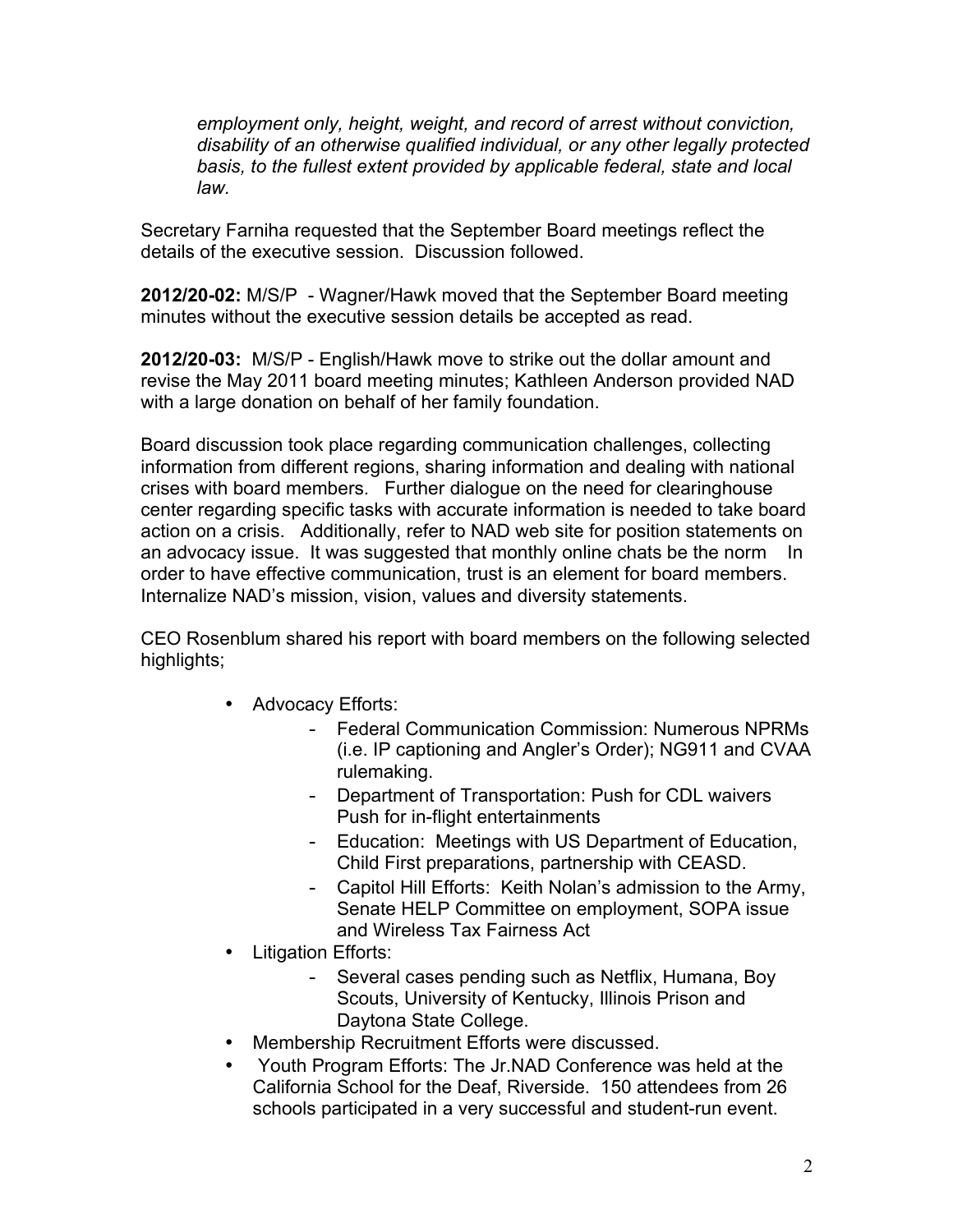*employment only, height, weight, and record of arrest without conviction, disability of an otherwise qualified individual, or any other legally protected basis, to the fullest extent provided by applicable federal, state and local law.*

Secretary Farniha requested that the September Board meetings reflect the details of the executive session. Discussion followed.

**2012/20-02:** M/S/P - Wagner/Hawk moved that the September Board meeting minutes without the executive session details be accepted as read.

**2012/20-03:** M/S/P - English/Hawk move to strike out the dollar amount and revise the May 2011 board meeting minutes; Kathleen Anderson provided NAD with a large donation on behalf of her family foundation.

Board discussion took place regarding communication challenges, collecting information from different regions, sharing information and dealing with national crises with board members. Further dialogue on the need for clearinghouse center regarding specific tasks with accurate information is needed to take board action on a crisis. Additionally, refer to NAD web site for position statements on an advocacy issue. It was suggested that monthly online chats be the norm In order to have effective communication, trust is an element for board members. Internalize NAD's mission, vision, values and diversity statements.

CEO Rosenblum shared his report with board members on the following selected highlights;

- Advocacy Efforts:
  - Federal Communication Commission: Numerous NPRMs (i.e. IP captioning and Angler's Order); NG911 and CVAA rulemaking.
  - Department of Transportation: Push for CDL waivers Push for in-flight entertainments
  - Education: Meetings with US Department of Education, Child First preparations, partnership with CEASD.
  - Capitol Hill Efforts: Keith Nolan's admission to the Army, Senate HELP Committee on employment, SOPA issue and Wireless Tax Fairness Act
- Litigation Efforts:
  - Several cases pending such as Netflix, Humana, Boy Scouts, University of Kentucky, Illinois Prison and Daytona State College.
- Membership Recruitment Efforts were discussed.
- Youth Program Efforts: The Jr.NAD Conference was held at the California School for the Deaf, Riverside. 150 attendees from 26 schools participated in a very successful and student-run event.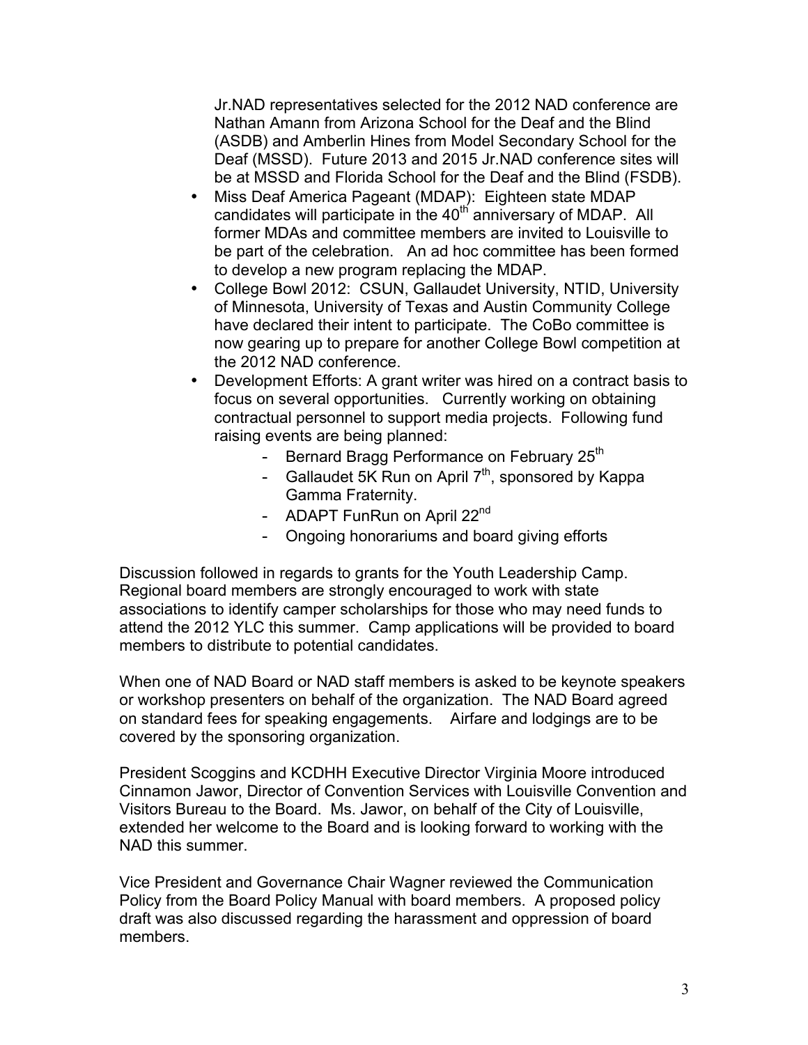Jr.NAD representatives selected for the 2012 NAD conference are Nathan Amann from Arizona School for the Deaf and the Blind (ASDB) and Amberlin Hines from Model Secondary School for the Deaf (MSSD). Future 2013 and 2015 Jr.NAD conference sites will be at MSSD and Florida School for the Deaf and the Blind (FSDB).

- Miss Deaf America Pageant (MDAP): Eighteen state MDAP candidates will participate in the 40th anniversary of MDAP. All former MDAs and committee members are invited to Louisville to be part of the celebration. An ad hoc committee has been formed to develop a new program replacing the MDAP.
- College Bowl 2012: CSUN, Gallaudet University, NTID, University of Minnesota, University of Texas and Austin Community College have declared their intent to participate. The CoBo committee is now gearing up to prepare for another College Bowl competition at the 2012 NAD conference.
- Development Efforts: A grant writer was hired on a contract basis to focus on several opportunities. Currently working on obtaining contractual personnel to support media projects. Following fund raising events are being planned:
    - Bernard Bragg Performance on February 25th
    - Gallaudet 5K Run on April 7th, sponsored by Kappa Gamma Fraternity.
    - ADAPT FunRun on April 22nd
    - Ongoing honorariums and board giving efforts

Discussion followed in regards to grants for the Youth Leadership Camp. Regional board members are strongly encouraged to work with state associations to identify camper scholarships for those who may need funds to attend the 2012 YLC this summer. Camp applications will be provided to board members to distribute to potential candidates.

When one of NAD Board or NAD staff members is asked to be keynote speakers or workshop presenters on behalf of the organization. The NAD Board agreed on standard fees for speaking engagements. Airfare and lodgings are to be covered by the sponsoring organization.

President Scoggins and KCDHH Executive Director Virginia Moore introduced Cinnamon Jawor, Director of Convention Services with Louisville Convention and Visitors Bureau to the Board. Ms. Jawor, on behalf of the City of Louisville, extended her welcome to the Board and is looking forward to working with the NAD this summer.

Vice President and Governance Chair Wagner reviewed the Communication Policy from the Board Policy Manual with board members. A proposed policy draft was also discussed regarding the harassment and oppression of board members.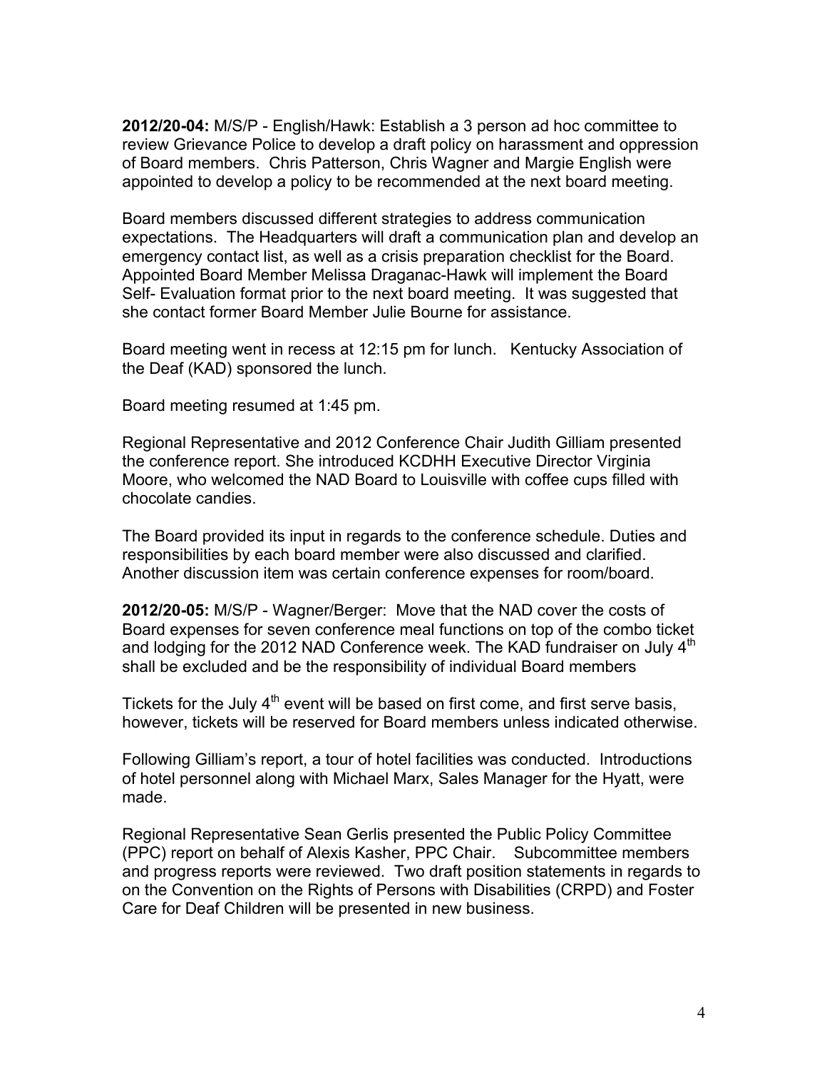**2012/20-04:** M/S/P - English/Hawk: Establish a 3 person ad hoc committee to review Grievance Police to develop a draft policy on harassment and oppression of Board members. Chris Patterson, Chris Wagner and Margie English were appointed to develop a policy to be recommended at the next board meeting.

Board members discussed different strategies to address communication expectations. The Headquarters will draft a communication plan and develop an emergency contact list, as well as a crisis preparation checklist for the Board. Appointed Board Member Melissa Draganac-Hawk will implement the Board Self- Evaluation format prior to the next board meeting. It was suggested that she contact former Board Member Julie Bourne for assistance.

Board meeting went in recess at 12:15 pm for lunch. Kentucky Association of the Deaf (KAD) sponsored the lunch.

Board meeting resumed at 1:45 pm.

Regional Representative and 2012 Conference Chair Judith Gilliam presented the conference report. She introduced KCDHH Executive Director Virginia Moore, who welcomed the NAD Board to Louisville with coffee cups filled with chocolate candies.

The Board provided its input in regards to the conference schedule. Duties and responsibilities by each board member were also discussed and clarified. Another discussion item was certain conference expenses for room/board.

**2012/20-05:** M/S/P - Wagner/Berger: Move that the NAD cover the costs of Board expenses for seven conference meal functions on top of the combo ticket and lodging for the 2012 NAD Conference week. The KAD fundraiser on July 4th shall be excluded and be the responsibility of individual Board members

Tickets for the July 4th event will be based on first come, and first serve basis, however, tickets will be reserved for Board members unless indicated otherwise.

Following Gilliam's report, a tour of hotel facilities was conducted. Introductions of hotel personnel along with Michael Marx, Sales Manager for the Hyatt, were made.

Regional Representative Sean Gerlis presented the Public Policy Committee (PPC) report on behalf of Alexis Kasher, PPC Chair. Subcommittee members and progress reports were reviewed. Two draft position statements in regards to on the Convention on the Rights of Persons with Disabilities (CRPD) and Foster Care for Deaf Children will be presented in new business.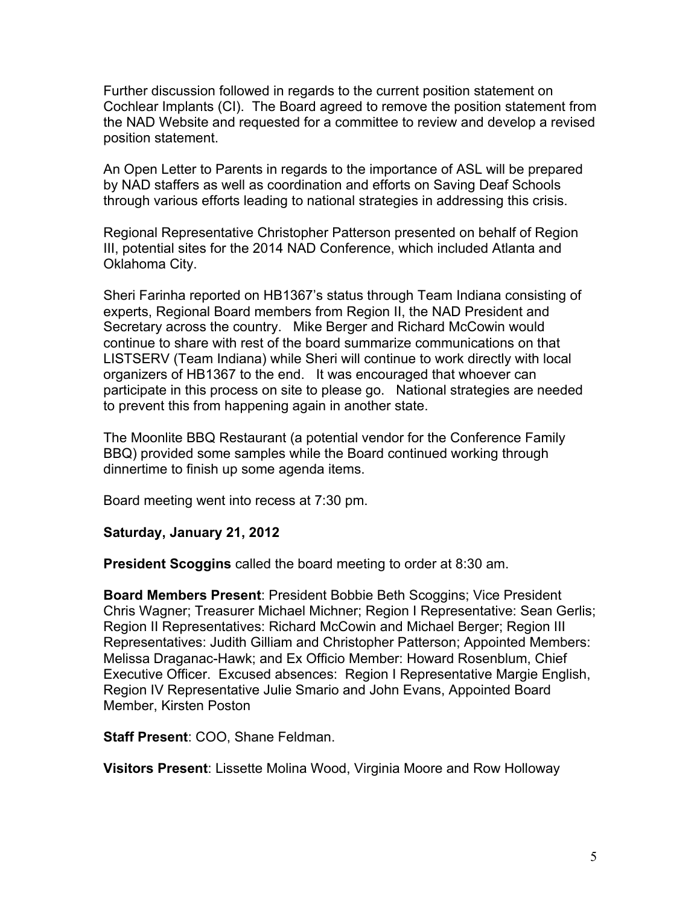Further discussion followed in regards to the current position statement on Cochlear Implants (CI). The Board agreed to remove the position statement from the NAD Website and requested for a committee to review and develop a revised position statement.

An Open Letter to Parents in regards to the importance of ASL will be prepared by NAD staffers as well as coordination and efforts on Saving Deaf Schools through various efforts leading to national strategies in addressing this crisis.

Regional Representative Christopher Patterson presented on behalf of Region III, potential sites for the 2014 NAD Conference, which included Atlanta and Oklahoma City.

Sheri Farinha reported on HB1367's status through Team Indiana consisting of experts, Regional Board members from Region II, the NAD President and Secretary across the country. Mike Berger and Richard McCowin would continue to share with rest of the board summarize communications on that LISTSERV (Team Indiana) while Sheri will continue to work directly with local organizers of HB1367 to the end. It was encouraged that whoever can participate in this process on site to please go. National strategies are needed to prevent this from happening again in another state.

The Moonlite BBQ Restaurant (a potential vendor for the Conference Family BBQ) provided some samples while the Board continued working through dinnertime to finish up some agenda items.

Board meeting went into recess at 7:30 pm.

**Saturday, January 21, 2012**

**President Scoggins** called the board meeting to order at 8:30 am.

**Board Members Present**: President Bobbie Beth Scoggins; Vice President Chris Wagner; Treasurer Michael Michner; Region I Representative: Sean Gerlis; Region II Representatives: Richard McCowin and Michael Berger; Region III Representatives: Judith Gilliam and Christopher Patterson; Appointed Members: Melissa Draganac-Hawk; and Ex Officio Member: Howard Rosenblum, Chief Executive Officer. Excused absences: Region I Representative Margie English, Region IV Representative Julie Smario and John Evans, Appointed Board Member, Kirsten Poston

**Staff Present**: COO, Shane Feldman.

**Visitors Present**: Lissette Molina Wood, Virginia Moore and Row Holloway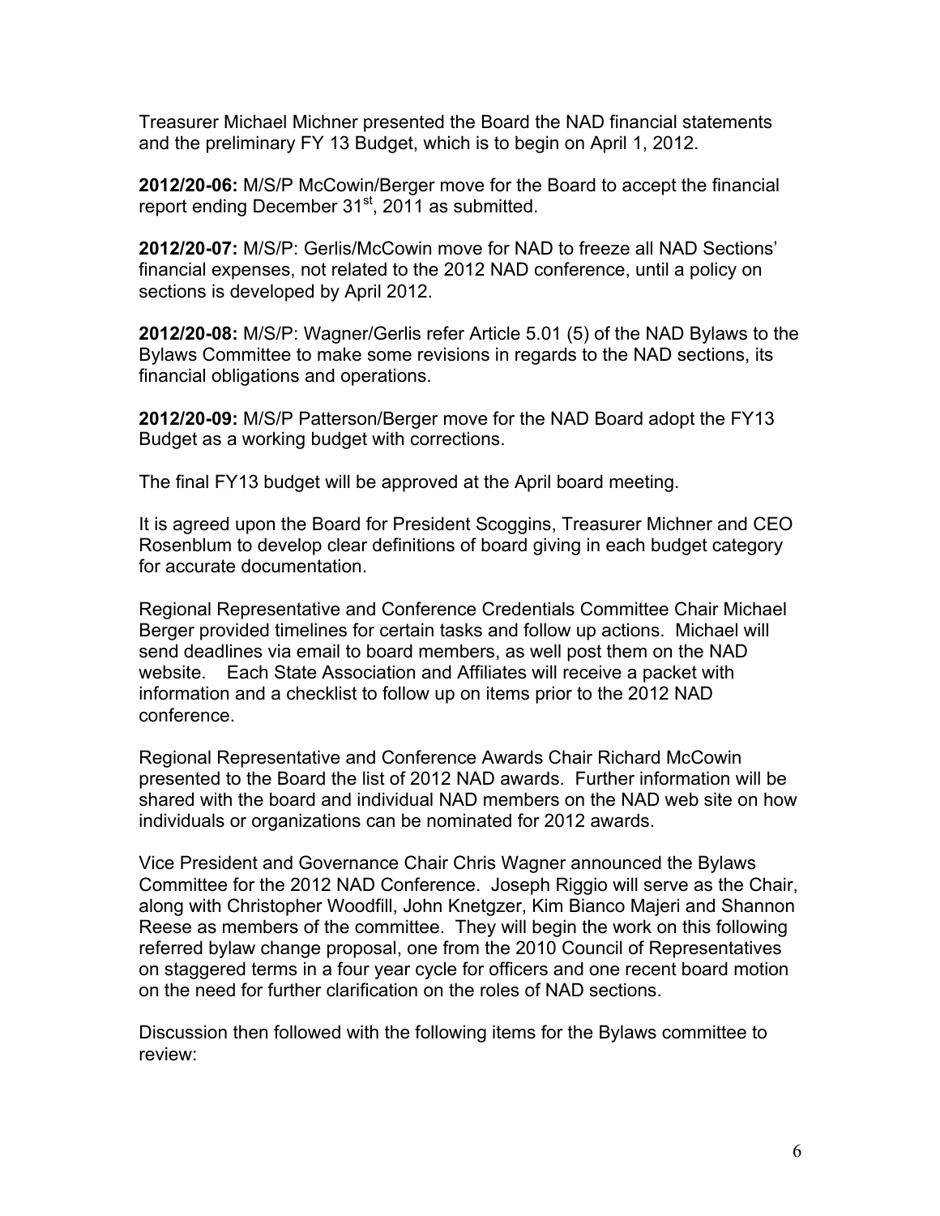Treasurer Michael Michner presented the Board the NAD financial statements and the preliminary FY 13 Budget, which is to begin on April 1, 2012.

**2012/20-06:** M/S/P McCowin/Berger move for the Board to accept the financial report ending December 31st, 2011 as submitted.

**2012/20-07:** M/S/P: Gerlis/McCowin move for NAD to freeze all NAD Sections' financial expenses, not related to the 2012 NAD conference, until a policy on sections is developed by April 2012.

**2012/20-08:** M/S/P: Wagner/Gerlis refer Article 5.01 (5) of the NAD Bylaws to the Bylaws Committee to make some revisions in regards to the NAD sections, its financial obligations and operations.

**2012/20-09:** M/S/P Patterson/Berger move for the NAD Board adopt the FY13 Budget as a working budget with corrections.

The final FY13 budget will be approved at the April board meeting.

It is agreed upon the Board for President Scoggins, Treasurer Michner and CEO Rosenblum to develop clear definitions of board giving in each budget category for accurate documentation.

Regional Representative and Conference Credentials Committee Chair Michael Berger provided timelines for certain tasks and follow up actions. Michael will send deadlines via email to board members, as well post them on the NAD website. Each State Association and Affiliates will receive a packet with information and a checklist to follow up on items prior to the 2012 NAD conference.

Regional Representative and Conference Awards Chair Richard McCowin presented to the Board the list of 2012 NAD awards. Further information will be shared with the board and individual NAD members on the NAD web site on how individuals or organizations can be nominated for 2012 awards.

Vice President and Governance Chair Chris Wagner announced the Bylaws Committee for the 2012 NAD Conference. Joseph Riggio will serve as the Chair, along with Christopher Woodfill, John Knetgzer, Kim Bianco Majeri and Shannon Reese as members of the committee. They will begin the work on this following referred bylaw change proposal, one from the 2010 Council of Representatives on staggered terms in a four year cycle for officers and one recent board motion on the need for further clarification on the roles of NAD sections.

Discussion then followed with the following items for the Bylaws committee to review: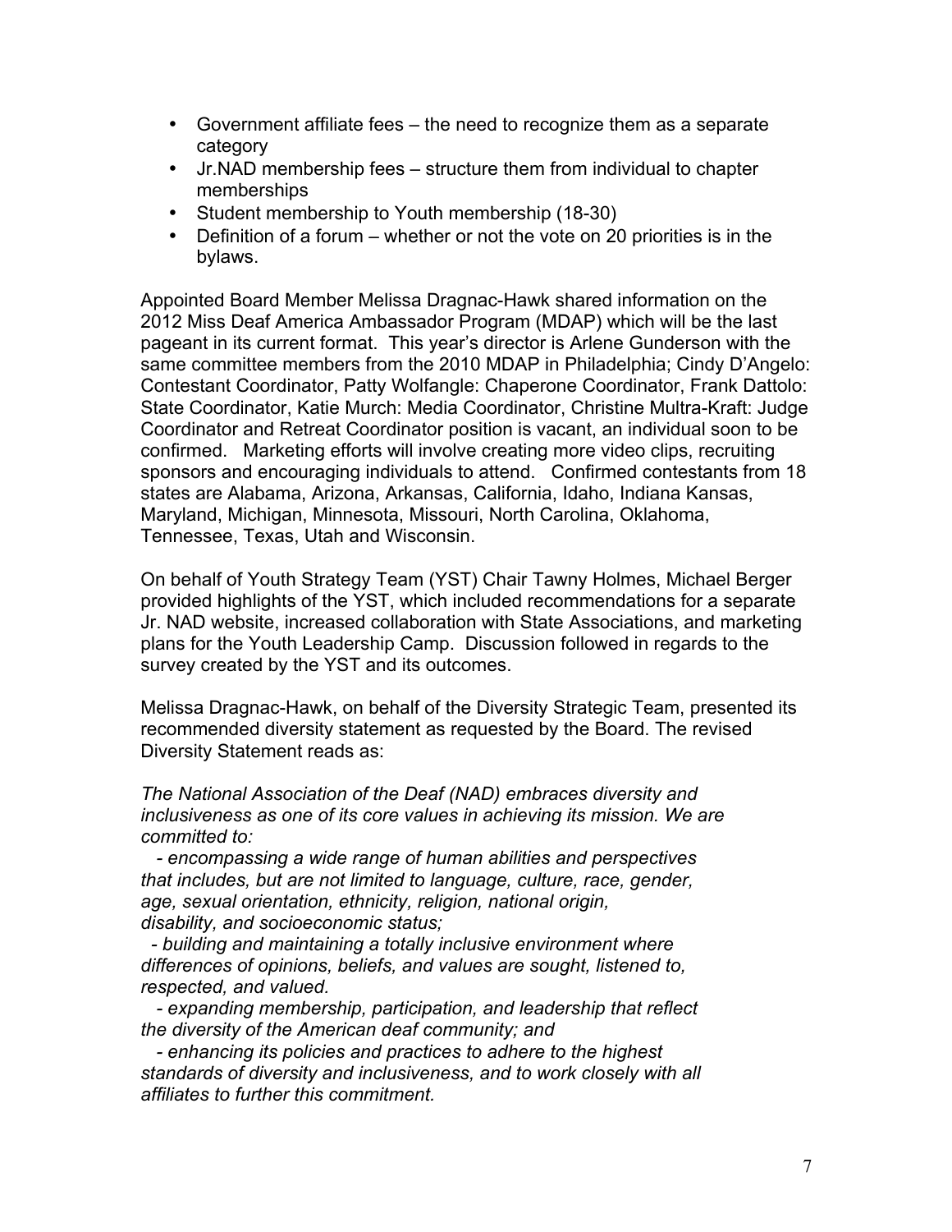- Government affiliate fees – the need to recognize them as a separate category
- Jr.NAD membership fees – structure them from individual to chapter memberships
- Student membership to Youth membership (18-30)
- Definition of a forum – whether or not the vote on 20 priorities is in the bylaws.

Appointed Board Member Melissa Dragnac-Hawk shared information on the 2012 Miss Deaf America Ambassador Program (MDAP) which will be the last pageant in its current format. This year's director is Arlene Gunderson with the same committee members from the 2010 MDAP in Philadelphia; Cindy D'Angelo: Contestant Coordinator, Patty Wolfangle: Chaperone Coordinator, Frank Dattolo: State Coordinator, Katie Murch: Media Coordinator, Christine Multra-Kraft: Judge Coordinator and Retreat Coordinator position is vacant, an individual soon to be confirmed. Marketing efforts will involve creating more video clips, recruiting sponsors and encouraging individuals to attend. Confirmed contestants from 18 states are Alabama, Arizona, Arkansas, California, Idaho, Indiana Kansas, Maryland, Michigan, Minnesota, Missouri, North Carolina, Oklahoma, Tennessee, Texas, Utah and Wisconsin.

On behalf of Youth Strategy Team (YST) Chair Tawny Holmes, Michael Berger provided highlights of the YST, which included recommendations for a separate Jr. NAD website, increased collaboration with State Associations, and marketing plans for the Youth Leadership Camp. Discussion followed in regards to the survey created by the YST and its outcomes.

Melissa Dragnac-Hawk, on behalf of the Diversity Strategic Team, presented its recommended diversity statement as requested by the Board. The revised Diversity Statement reads as:

*The National Association of the Deaf (NAD) embraces diversity and inclusiveness as one of its core values in achieving its mission. We are committed to:*

*- encompassing a wide range of human abilities and perspectives that includes, but are not limited to language, culture, race, gender, age, sexual orientation, ethnicity, religion, national origin, disability, and socioeconomic status;*

*- building and maintaining a totally inclusive environment where differences of opinions, beliefs, and values are sought, listened to, respected, and valued.*

*- expanding membership, participation, and leadership that reflect the diversity of the American deaf community; and*

*- enhancing its policies and practices to adhere to the highest standards of diversity and inclusiveness, and to work closely with all affiliates to further this commitment.*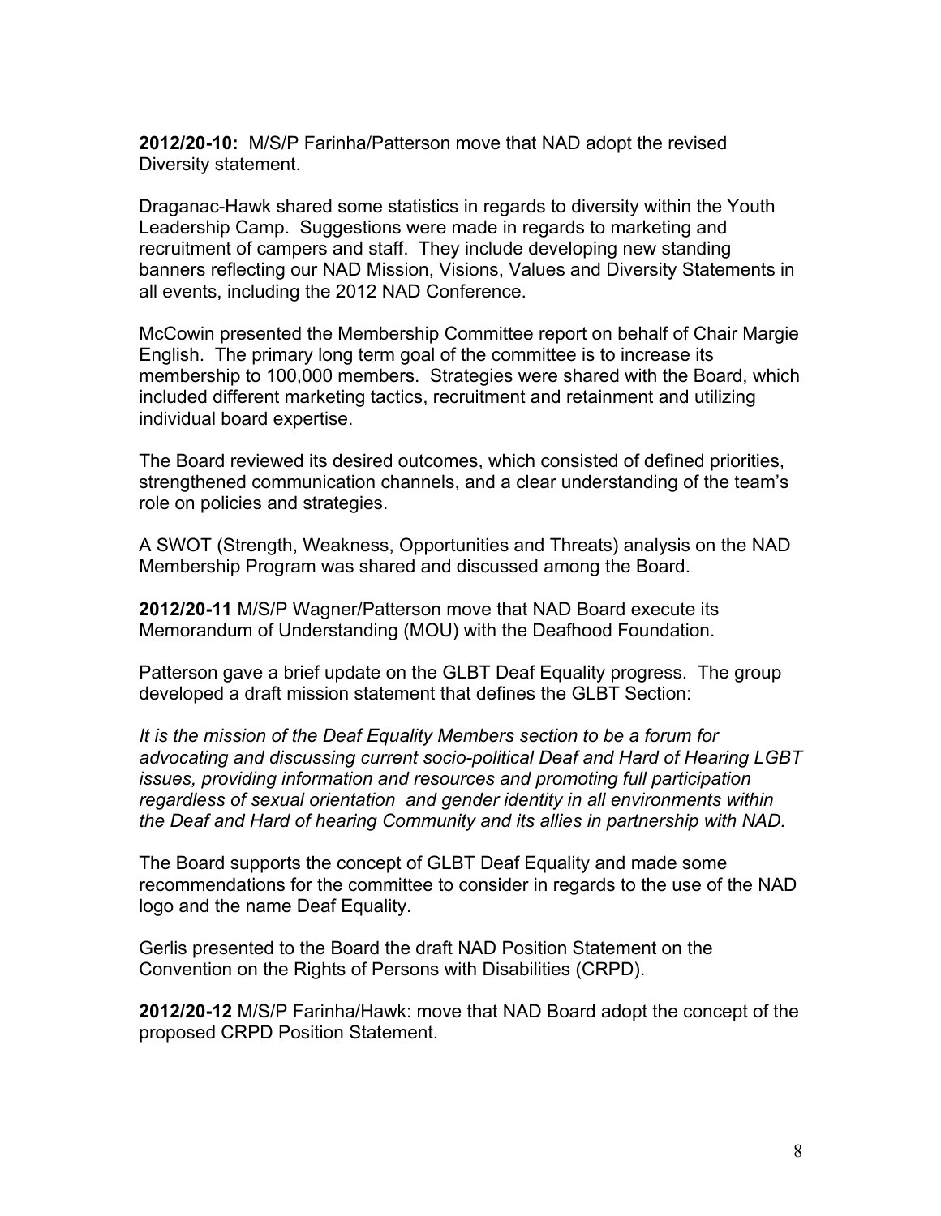**2012/20-10:** M/S/P Farinha/Patterson move that NAD adopt the revised Diversity statement.

Draganac-Hawk shared some statistics in regards to diversity within the Youth Leadership Camp. Suggestions were made in regards to marketing and recruitment of campers and staff. They include developing new standing banners reflecting our NAD Mission, Visions, Values and Diversity Statements in all events, including the 2012 NAD Conference.

McCowin presented the Membership Committee report on behalf of Chair Margie English. The primary long term goal of the committee is to increase its membership to 100,000 members. Strategies were shared with the Board, which included different marketing tactics, recruitment and retainment and utilizing individual board expertise.

The Board reviewed its desired outcomes, which consisted of defined priorities, strengthened communication channels, and a clear understanding of the team's role on policies and strategies.

A SWOT (Strength, Weakness, Opportunities and Threats) analysis on the NAD Membership Program was shared and discussed among the Board.

**2012/20-11** M/S/P Wagner/Patterson move that NAD Board execute its Memorandum of Understanding (MOU) with the Deafhood Foundation.

Patterson gave a brief update on the GLBT Deaf Equality progress. The group developed a draft mission statement that defines the GLBT Section:

*It is the mission of the Deaf Equality Members section to be a forum for advocating and discussing current socio-political Deaf and Hard of Hearing LGBT issues, providing information and resources and promoting full participation regardless of sexual orientation and gender identity in all environments within the Deaf and Hard of hearing Community and its allies in partnership with NAD.*

The Board supports the concept of GLBT Deaf Equality and made some recommendations for the committee to consider in regards to the use of the NAD logo and the name Deaf Equality.

Gerlis presented to the Board the draft NAD Position Statement on the Convention on the Rights of Persons with Disabilities (CRPD).

**2012/20-12** M/S/P Farinha/Hawk: move that NAD Board adopt the concept of the proposed CRPD Position Statement.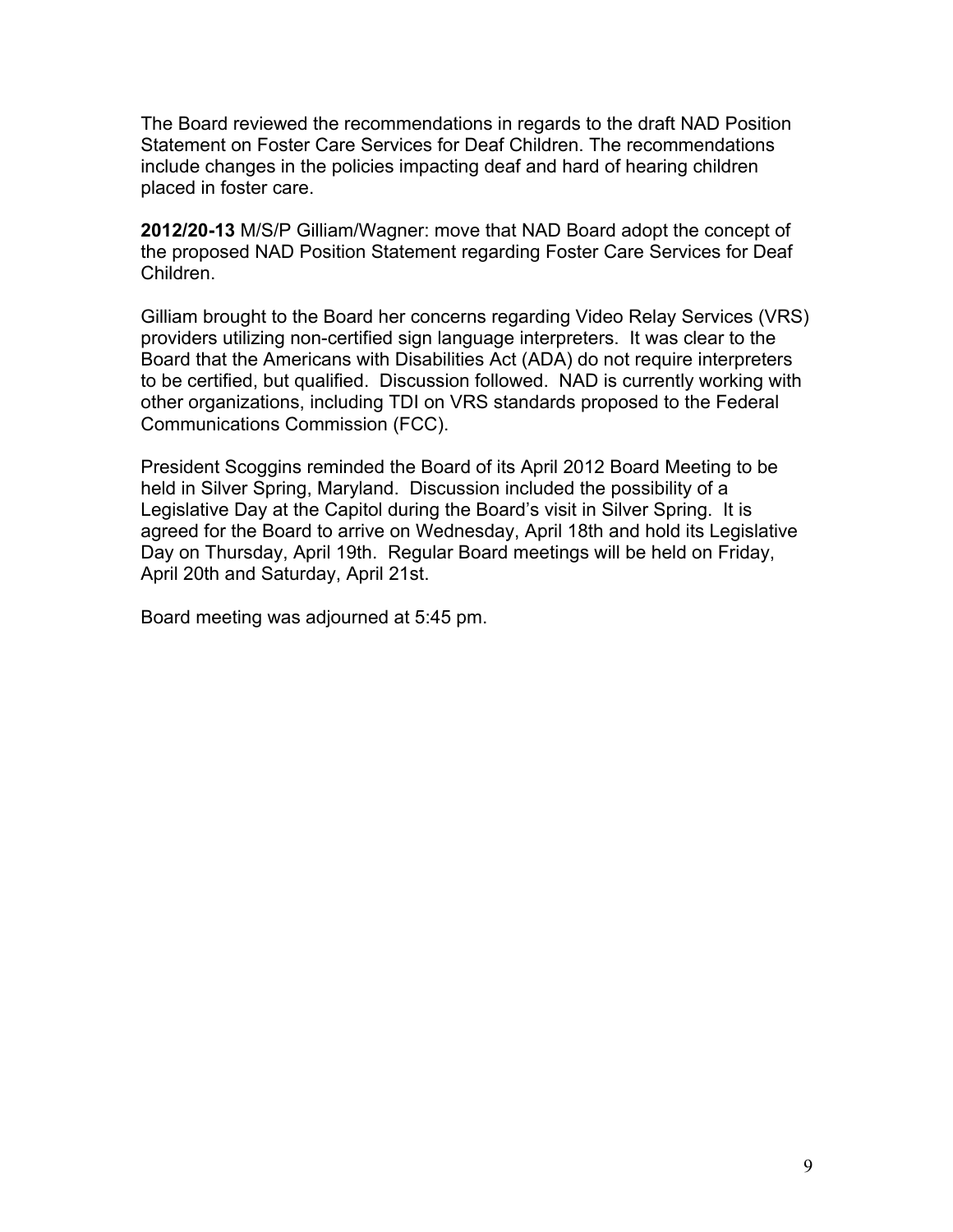The Board reviewed the recommendations in regards to the draft NAD Position Statement on Foster Care Services for Deaf Children. The recommendations include changes in the policies impacting deaf and hard of hearing children placed in foster care.

**2012/20-13** M/S/P Gilliam/Wagner: move that NAD Board adopt the concept of the proposed NAD Position Statement regarding Foster Care Services for Deaf Children.

Gilliam brought to the Board her concerns regarding Video Relay Services (VRS) providers utilizing non-certified sign language interpreters. It was clear to the Board that the Americans with Disabilities Act (ADA) do not require interpreters to be certified, but qualified. Discussion followed. NAD is currently working with other organizations, including TDI on VRS standards proposed to the Federal Communications Commission (FCC).

President Scoggins reminded the Board of its April 2012 Board Meeting to be held in Silver Spring, Maryland. Discussion included the possibility of a Legislative Day at the Capitol during the Board's visit in Silver Spring. It is agreed for the Board to arrive on Wednesday, April 18th and hold its Legislative Day on Thursday, April 19th. Regular Board meetings will be held on Friday, April 20th and Saturday, April 21st.

Board meeting was adjourned at 5:45 pm.